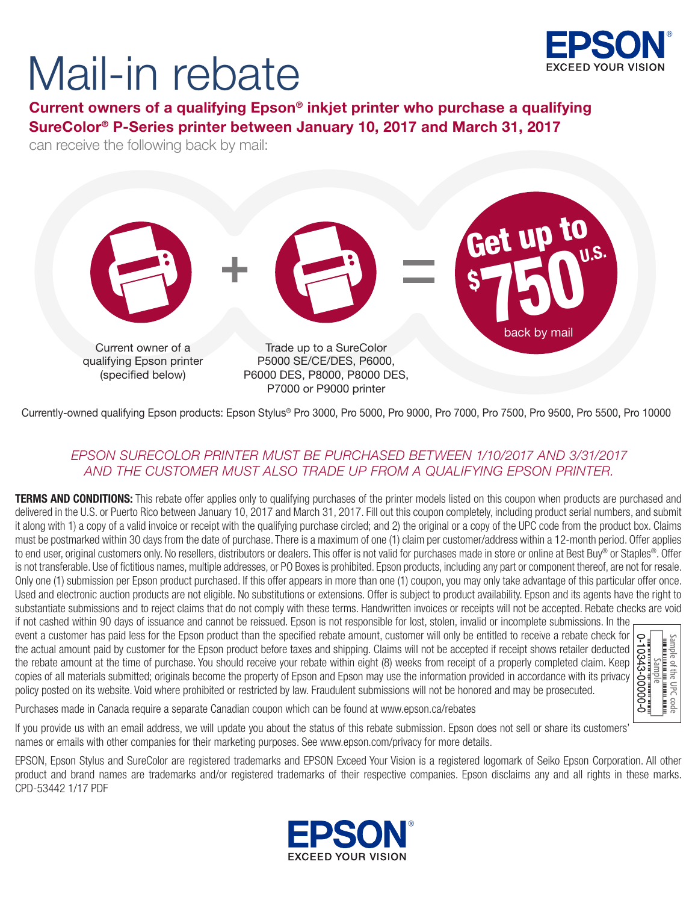# Mail-in rebate

**Current owners of a qualifying Epson® inkjet printer who purchase a qualifying SureColor® P-Series printer between January 10, 2017 and March 31, 2017**

can receive the following back by mail:

Current owner of a qualifying Epson printer (specified below)

+

Trade up to a SureColor P5000 SE/CE/DES, P6000, P6000 DES, P8000, P8000 DES, P7000 or P9000 printer

=

**Get up to $750 U.S.** back by mail

Currently-owned qualifying Epson products: Epson Stylus® Pro 3000, Pro 5000, Pro 9000, Pro 7000, Pro 7500, Pro 9500, Pro 5500, Pro 10000

*EPSON SURECOLOR PRINTER MUST BE PURCHASED BETWEEN 1/10/2017 AND 3/31/2017 AND THE CUSTOMER MUST ALSO TRADE UP FROM A QUALIFYING EPSON PRINTER.*

**TERMS AND CONDITIONS:** This rebate offer applies only to qualifying purchases of the printer models listed on this coupon when products are purchased and delivered in the U.S. or Puerto Rico between January 10, 2017 and March 31, 2017. Fill out this coupon completely, including product serial numbers, and submit it along with 1) a copy of a valid invoice or receipt with the qualifying purchase circled; and 2) the original or a copy of the UPC code from the product box. Claims must be postmarked within 30 days from the date of purchase. There is a maximum of one (1) claim per customer/address within a 12-month period. Offer applies to end user, original customers only. No resellers, distributors or dealers. This offer is not valid for purchases made in store or online at Best Buy® or Staples®. Offer is not transferable. Use of fictitious names, multiple addresses, or PO Boxes is prohibited. Epson products, including any part or component thereof, are not for resale. Only one (1) submission per Epson product purchased. If this offer appears in more than one (1) coupon, you may only take advantage of this particular offer once. Used and electronic auction products are not eligible. No substitutions or extensions. Offer is subject to product availability. Epson and its agents have the right to substantiate submissions and to reject claims that do not comply with these terms. Handwritten invoices or receipts will not be accepted. Rebate checks are void if not cashed within 90 days of issuance and cannot be reissued. Epson is not responsible for lost, stolen, invalid or incomplete submissions. In the event a customer has paid less for the Epson product than the specified rebate amount, customer will only be entitled to receive a rebate check for the actual amount paid by customer for the Epson product before taxes and shipping. Claims will not be accepted if receipt shows retailer deducted the rebate amount at the time of purchase. You should receive your rebate within eight (8) weeks from receipt of a properly completed claim. Keep copies of all materials submitted; originals become the property of Epson and Epson may use the information provided in accordance with its privacy policy posted on its website. Void where prohibited or restricted by law. Fraudulent submissions will not be honored and may be prosecuted.

Sample of the UPC code
Sample
0-10343-00000-0

Purchases made in Canada require a separate Canadian coupon which can be found at www.epson.ca/rebates

If you provide us with an email address, we will update you about the status of this rebate submission. Epson does not sell or share its customers' names or emails with other companies for their marketing purposes. See www.epson.com/privacy for more details.

EPSON, Epson Stylus and SureColor are registered trademarks and EPSON Exceed Your Vision is a registered logomark of Seiko Epson Corporation. All other product and brand names are trademarks and/or registered trademarks of their respective companies. Epson disclaims any and all rights in these marks. CPD-53442 1/17 PDF

EPSON® EXCEED YOUR VISION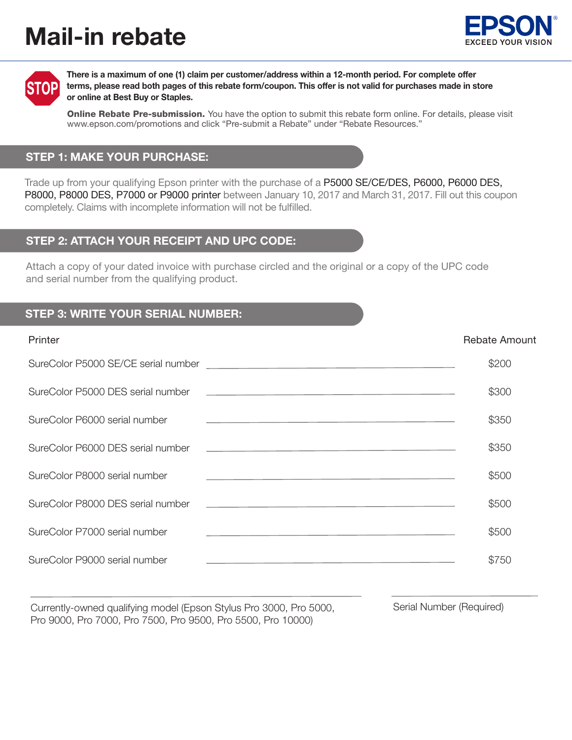# Mail-in rebate

EPSON
EXCEED YOUR VISION

STOP

**There is a maximum of one (1) claim per customer/address within a 12-month period. For complete offer terms, please read both pages of this rebate form/coupon. This offer is not valid for purchases made in store or online at Best Buy or Staples.**

**Online Rebate Pre-submission.** You have the option to submit this rebate form online. For details, please visit www.epson.com/promotions and click “Pre-submit a Rebate” under “Rebate Resources.”

## STEP 1: MAKE YOUR PURCHASE:

Trade up from your qualifying Epson printer with the purchase of a P5000 SE/CE/DES, P6000, P6000 DES, P8000, P8000 DES, P7000 or P9000 printer between January 10, 2017 and March 31, 2017. Fill out this coupon completely. Claims with incomplete information will not be fulfilled.

## STEP 2: ATTACH YOUR RECEIPT AND UPC CODE:

Attach a copy of your dated invoice with purchase circled and the original or a copy of the UPC code and serial number from the qualifying product.

## STEP 3: WRITE YOUR SERIAL NUMBER:

| Printer | | Rebate Amount |
|---|---|---|
| SureColor P5000 SE/CE serial number | ______________________ | $200 |
| SureColor P5000 DES serial number | ______________________ | $300 |
| SureColor P6000 serial number | ______________________ | $350 |
| SureColor P6000 DES serial number | ______________________ | $350 |
| SureColor P8000 serial number | ______________________ | $500 |
| SureColor P8000 DES serial number | ______________________ | $500 |
| SureColor P7000 serial number | ______________________ | $500 |
| SureColor P9000 serial number | ______________________ | $750 |

______________________________ ______________________

Currently-owned qualifying model (Epson Stylus Pro 3000, Pro 5000, Pro 9000, Pro 7000, Pro 7500, Pro 9500, Pro 5500, Pro 10000)

Serial Number (Required)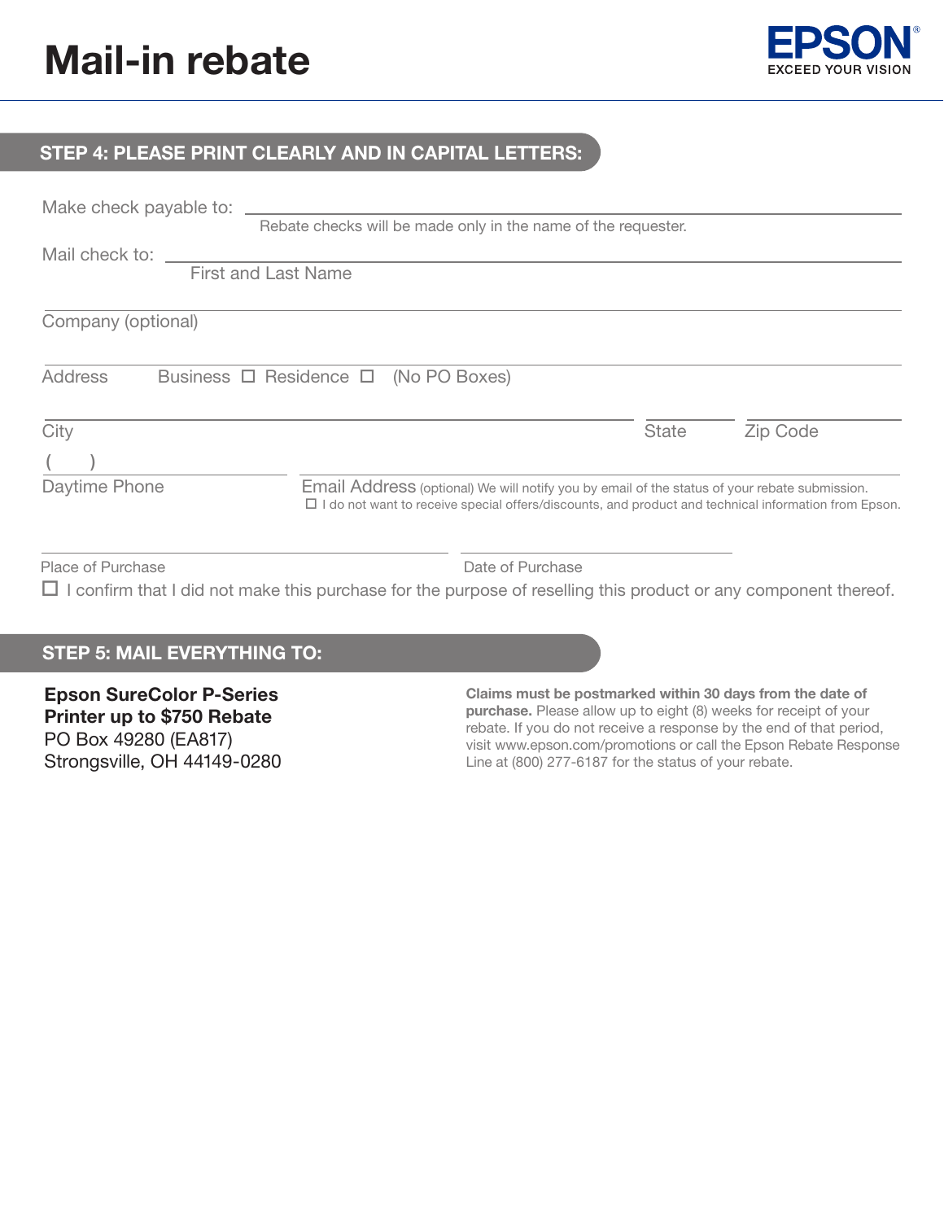# Mail-in rebate

EPSON
EXCEED YOUR VISION

## STEP 4: PLEASE PRINT CLEARLY AND IN CAPITAL LETTERS:

Make check payable to: ______________________________

Rebate checks will be made only in the name of the requester.

Mail check to: ______________________________

First and Last Name

Company (optional)

Address Business ☐ Residence ☐ (No PO Boxes)

City State Zip Code

( )

Daytime Phone

Email Address (optional) We will notify you by email of the status of your rebate submission.

☐ I do not want to receive special offers/discounts, and product and technical information from Epson.

Place of Purchase

Date of Purchase

☐ I confirm that I did not make this purchase for the purpose of reselling this product or any component thereof.

## STEP 5: MAIL EVERYTHING TO:

**Epson SureColor P-Series Printer up to $750 Rebate**
PO Box 49280 (EA817)
Strongsville, OH 44149-0280

**Claims must be postmarked within 30 days from the date of purchase.** Please allow up to eight (8) weeks for receipt of your rebate. If you do not receive a response by the end of that period, visit www.epson.com/promotions or call the Epson Rebate Response Line at (800) 277-6187 for the status of your rebate.